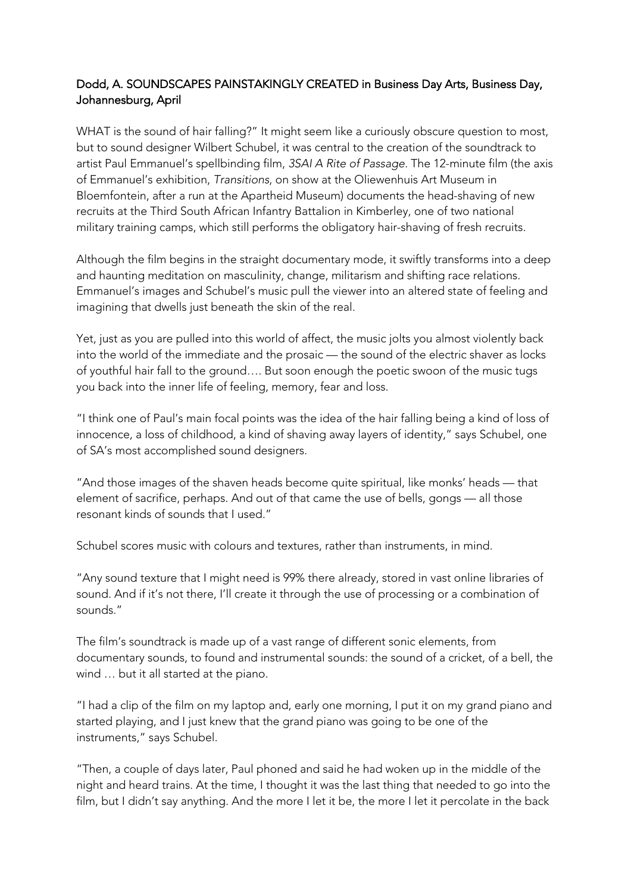**Dodd, A. SOUNDSCAPES PAINSTAKINGLY CREATED in Business Day Arts, Business Day, Johannesburg, April**

WHAT is the sound of hair falling?" It might seem like a curiously obscure question to most, but to sound designer Wilbert Schubel, it was central to the creation of the soundtrack to artist Paul Emmanuel's spellbinding film, *3SAI A Rite of Passage*. The 12-minute film (the axis of Emmanuel's exhibition, *Transitions*, on show at the Oliewenhuis Art Museum in Bloemfontein, after a run at the Apartheid Museum) documents the head-shaving of new recruits at the Third South African Infantry Battalion in Kimberley, one of two national military training camps, which still performs the obligatory hair-shaving of fresh recruits.

Although the film begins in the straight documentary mode, it swiftly transforms into a deep and haunting meditation on masculinity, change, militarism and shifting race relations. Emmanuel's images and Schubel's music pull the viewer into an altered state of feeling and imagining that dwells just beneath the skin of the real.

Yet, just as you are pulled into this world of affect, the music jolts you almost violently back into the world of the immediate and the prosaic — the sound of the electric shaver as locks of youthful hair fall to the ground…. But soon enough the poetic swoon of the music tugs you back into the inner life of feeling, memory, fear and loss.

"I think one of Paul's main focal points was the idea of the hair falling being a kind of loss of innocence, a loss of childhood, a kind of shaving away layers of identity," says Schubel, one of SA's most accomplished sound designers.

"And those images of the shaven heads become quite spiritual, like monks' heads — that element of sacrifice, perhaps. And out of that came the use of bells, gongs — all those resonant kinds of sounds that I used."

Schubel scores music with colours and textures, rather than instruments, in mind.

"Any sound texture that I might need is 99% there already, stored in vast online libraries of sound. And if it's not there, I'll create it through the use of processing or a combination of sounds."

The film's soundtrack is made up of a vast range of different sonic elements, from documentary sounds, to found and instrumental sounds: the sound of a cricket, of a bell, the wind … but it all started at the piano.

"I had a clip of the film on my laptop and, early one morning, I put it on my grand piano and started playing, and I just knew that the grand piano was going to be one of the instruments," says Schubel.

"Then, a couple of days later, Paul phoned and said he had woken up in the middle of the night and heard trains. At the time, I thought it was the last thing that needed to go into the film, but I didn't say anything. And the more I let it be, the more I let it percolate in the back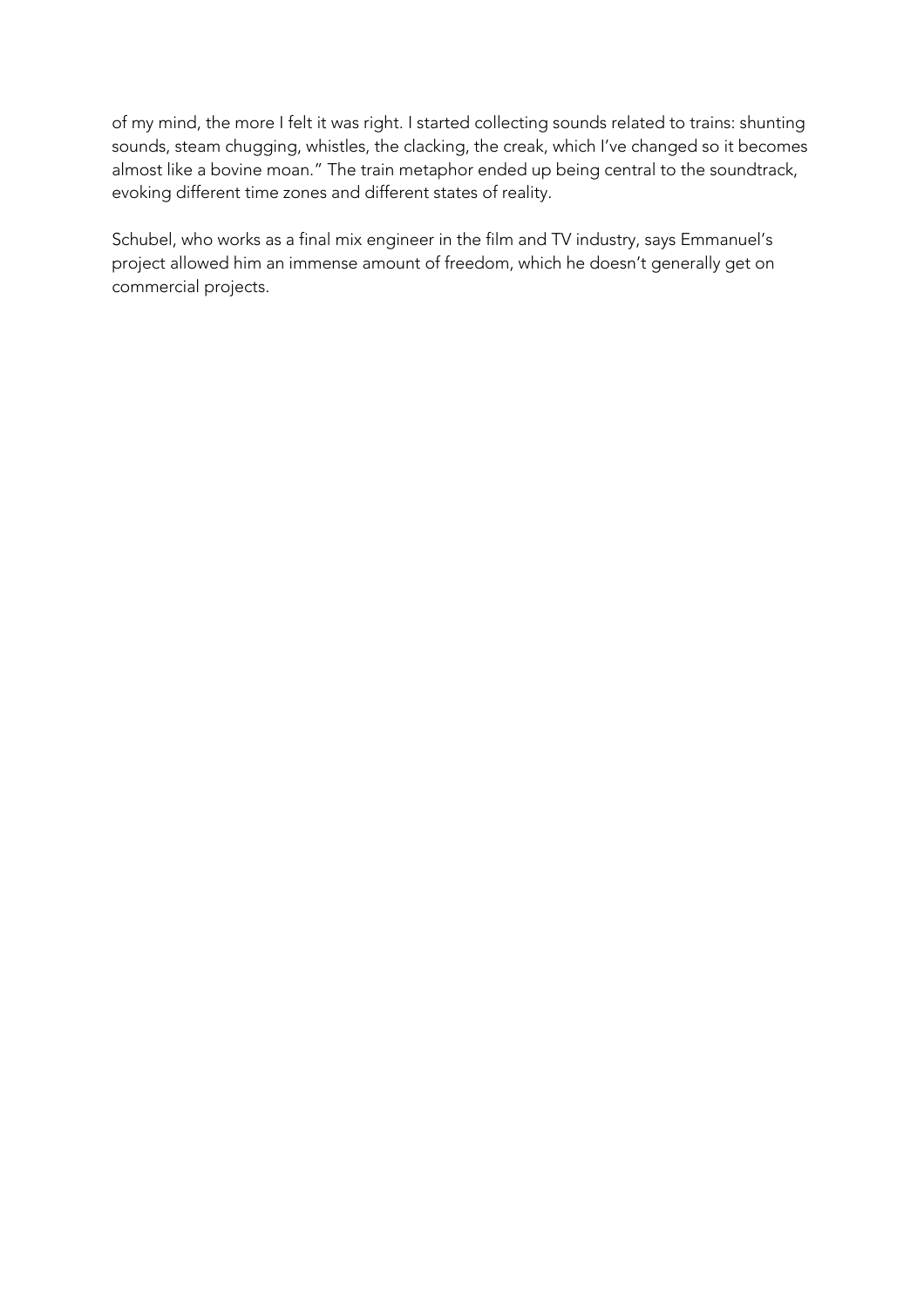of my mind, the more I felt it was right. I started collecting sounds related to trains: shunting sounds, steam chugging, whistles, the clacking, the creak, which I've changed so it becomes almost like a bovine moan." The train metaphor ended up being central to the soundtrack, evoking different time zones and different states of reality.

Schubel, who works as a final mix engineer in the film and TV industry, says Emmanuel's project allowed him an immense amount of freedom, which he doesn't generally get on commercial projects.